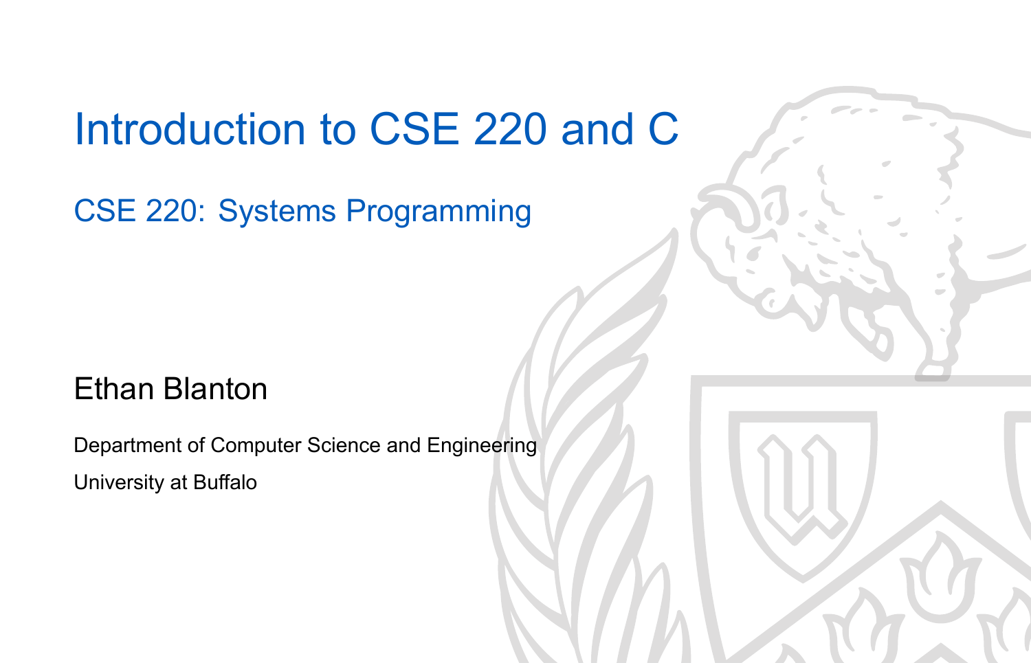# Introduction to CSE 220 and C

## CSE 220: Systems Programming

Ethan Blanton

Department of Computer Science and Engineering

University at Buffalo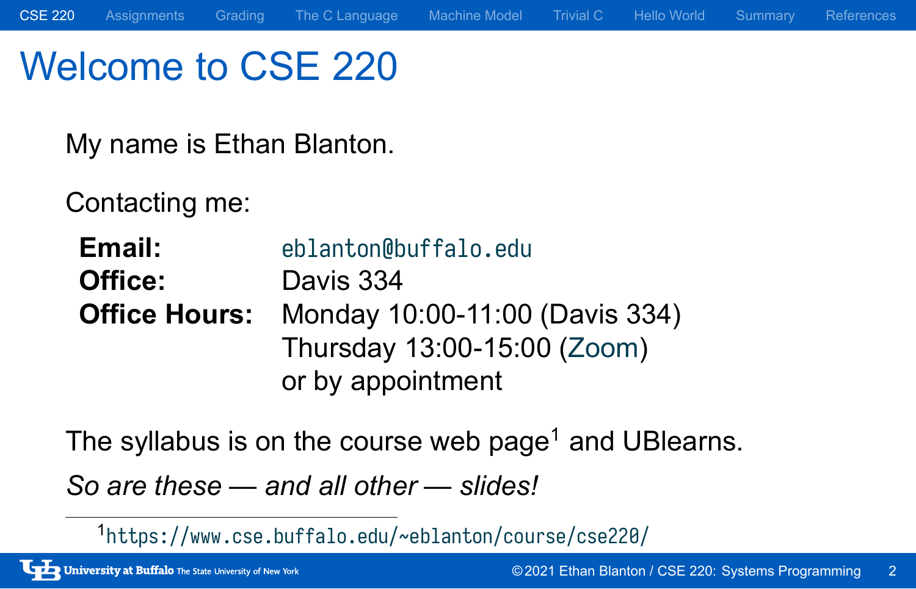# Welcome to CSE 220

My name is Ethan Blanton.

Contacting me:

| | |
|---|---|
| **Email:** | eblanton@buffalo.edu |
| **Office:** | Davis 334 |
| **Office Hours:** | Monday 10:00-11:00 (Davis 334) |
| | Thursday 13:00-15:00 (Zoom) |
| | or by appointment |

The syllabus is on the course web page[1] and UBlearns.

*So are these — and all other — slides!*

---

[1] https://www.cse.buffalo.edu/~eblanton/course/cse220/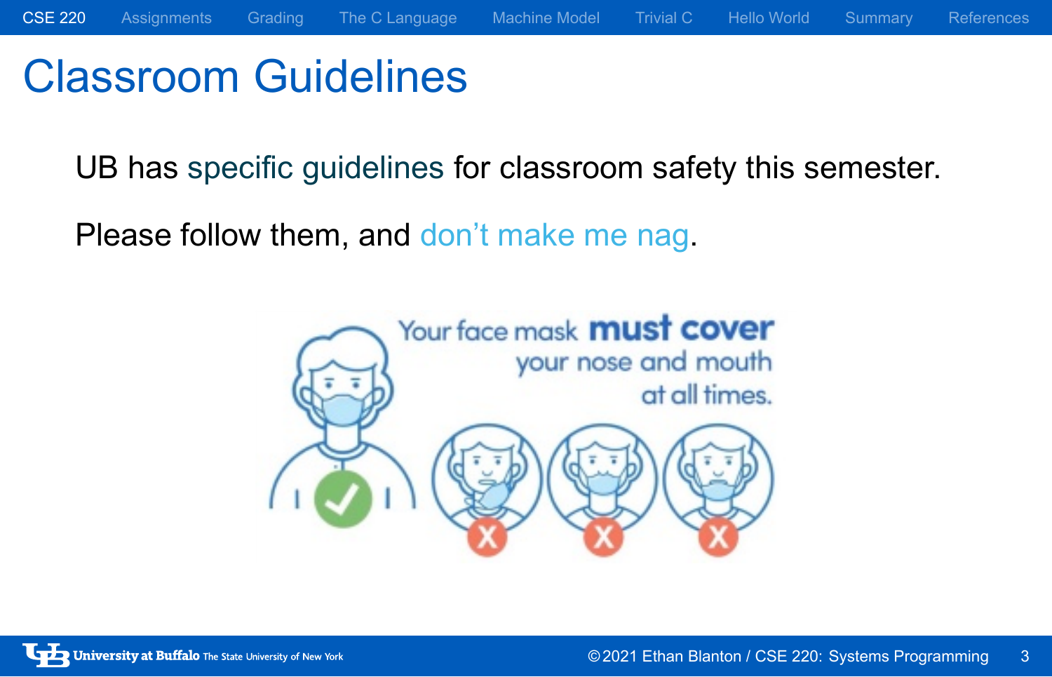# Classroom Guidelines

UB has specific guidelines for classroom safety this semester.

Please follow them, and don't make me nag.

Your face mask **must cover** your nose and mouth at all times.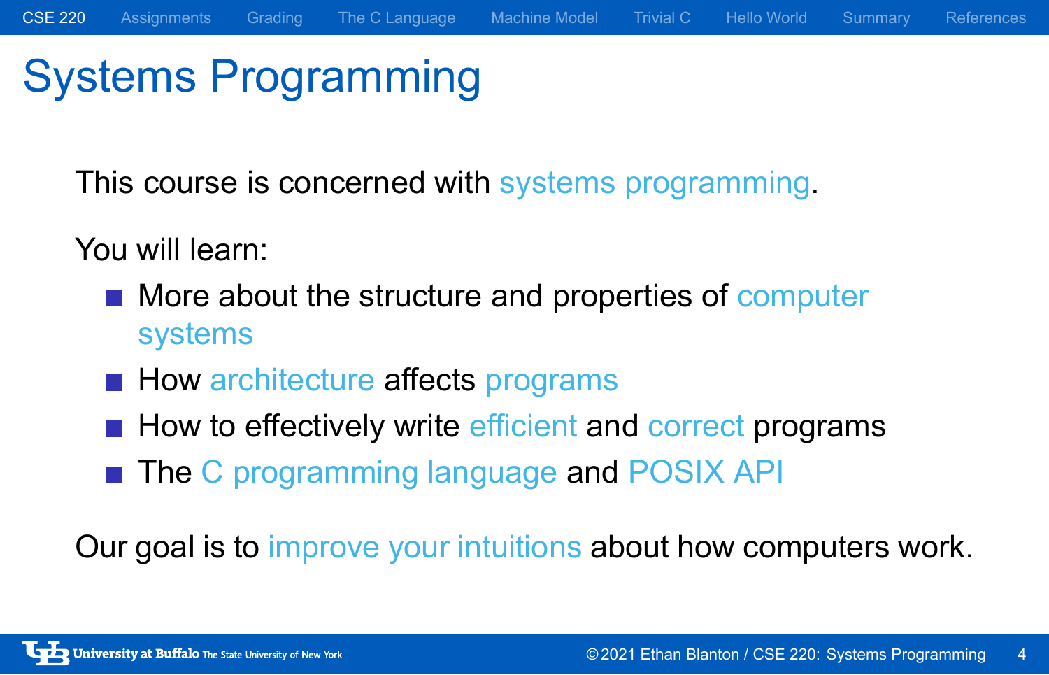# Systems Programming

This course is concerned with systems programming.

You will learn:

- More about the structure and properties of computer systems
- How architecture affects programs
- How to effectively write efficient and correct programs
- The C programming language and POSIX API

Our goal is to improve your intuitions about how computers work.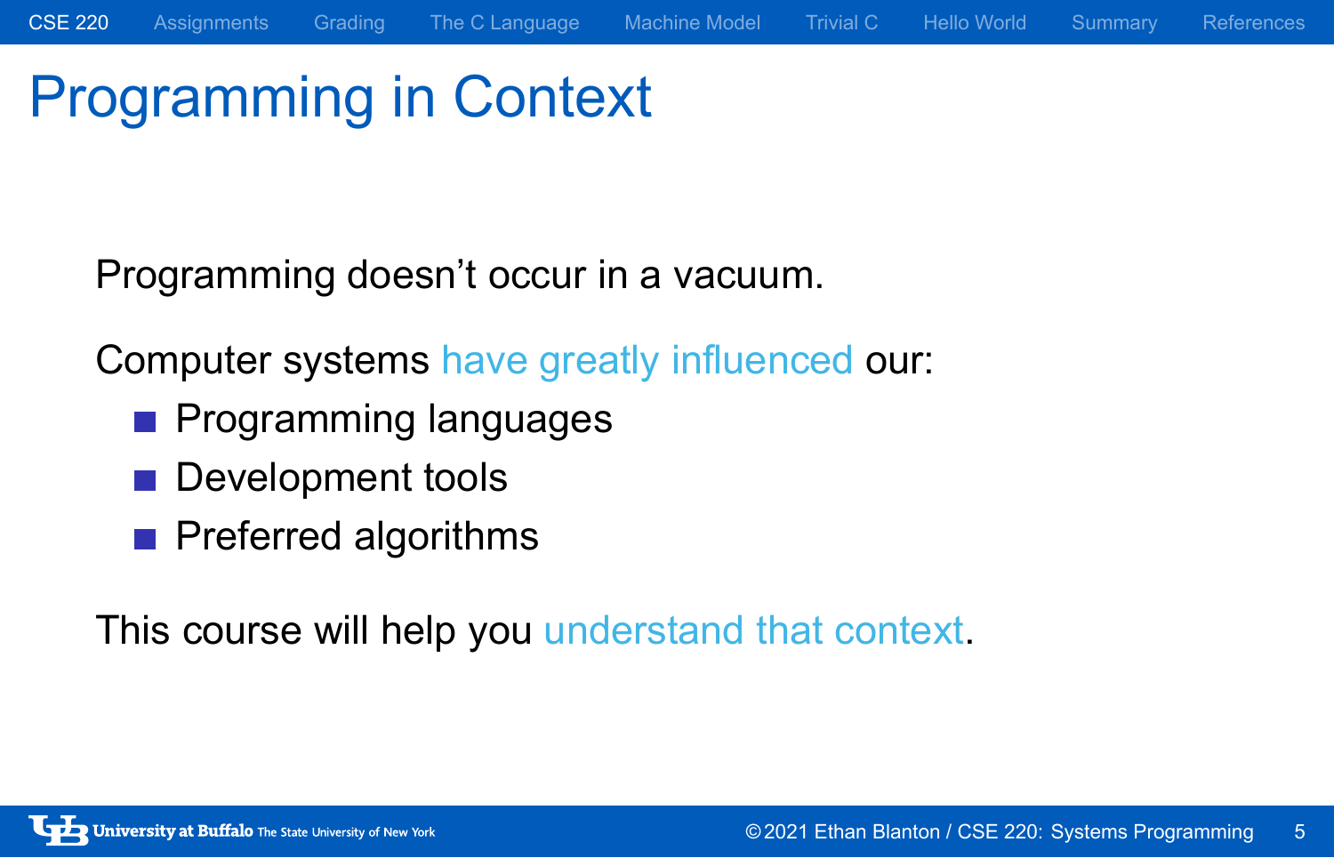# Programming in Context

Programming doesn't occur in a vacuum.

Computer systems have greatly influenced our:

- Programming languages
- Development tools
- Preferred algorithms

This course will help you understand that context.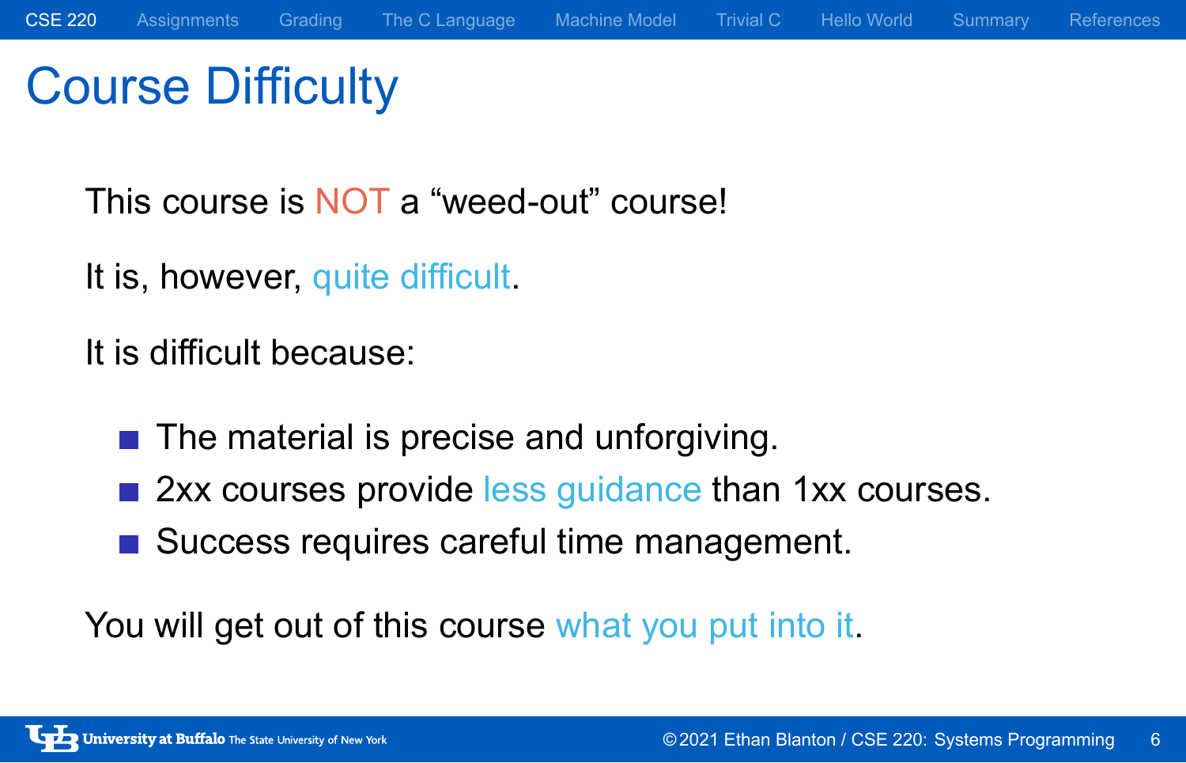# Course Difficulty

This course is NOT a "weed-out" course!

It is, however, quite difficult.

It is difficult because:

- The material is precise and unforgiving.
- 2xx courses provide less guidance than 1xx courses.
- Success requires careful time management.

You will get out of this course what you put into it.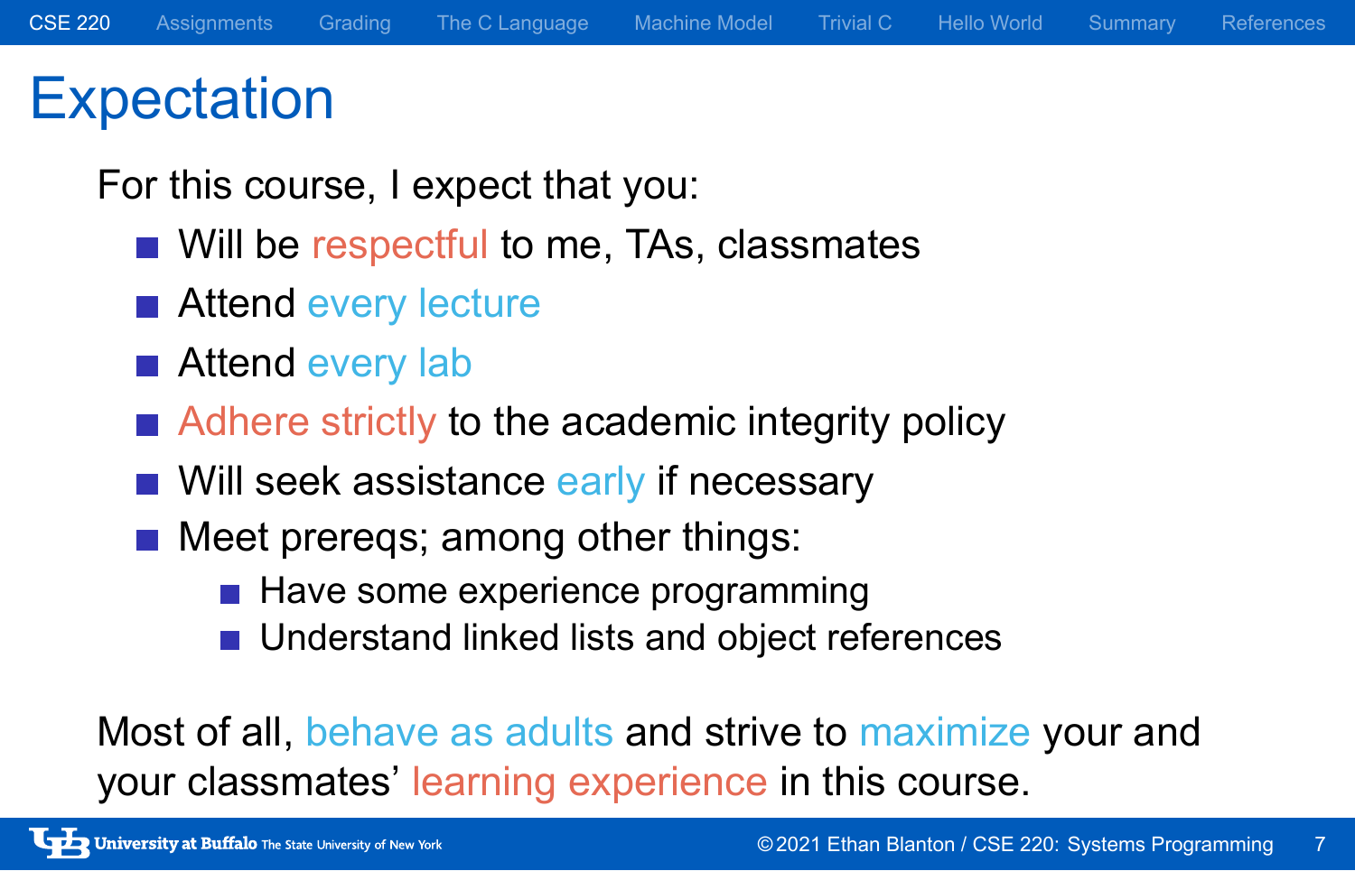# Expectation

For this course, I expect that you:

- Will be respectful to me, TAs, classmates
- Attend every lecture
- Attend every lab
- Adhere strictly to the academic integrity policy
- Will seek assistance early if necessary
- Meet prereqs; among other things:
  - Have some experience programming
  - Understand linked lists and object references

Most of all, behave as adults and strive to maximize your and your classmates' learning experience in this course.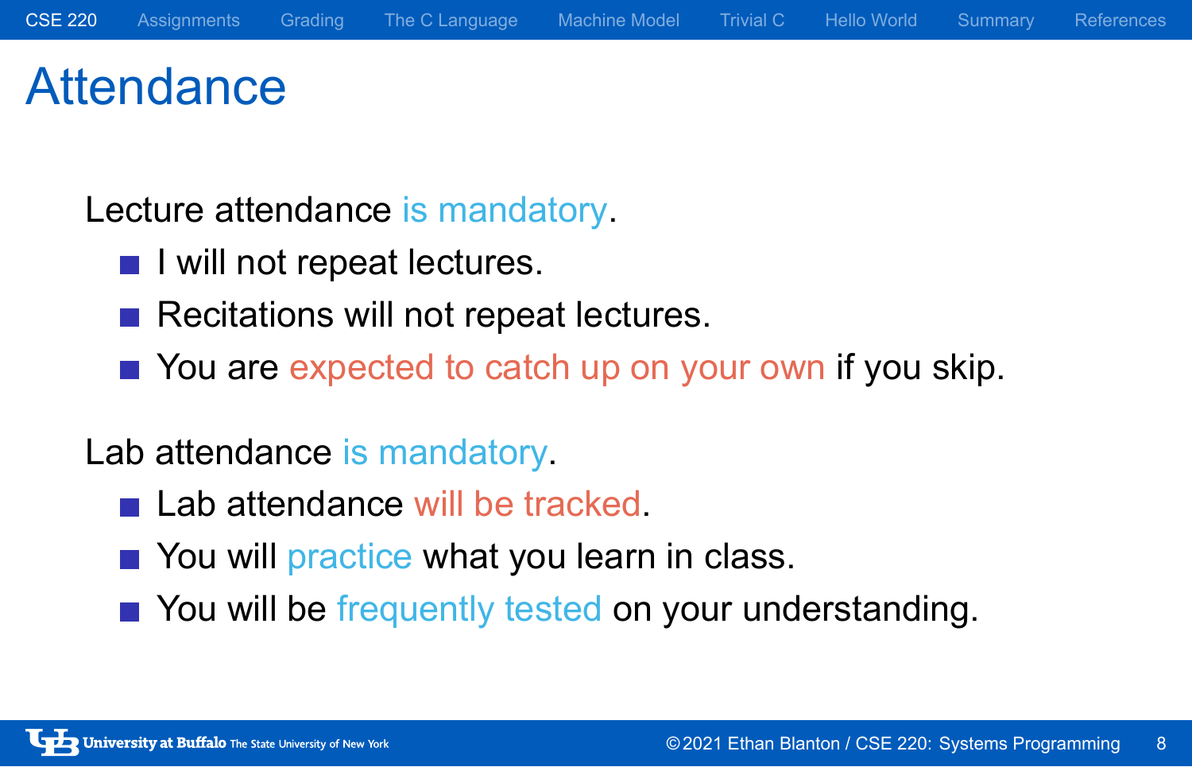# Attendance

Lecture attendance is mandatory.

- I will not repeat lectures.
- Recitations will not repeat lectures.
- You are expected to catch up on your own if you skip.

Lab attendance is mandatory.

- Lab attendance will be tracked.
- You will practice what you learn in class.
- You will be frequently tested on your understanding.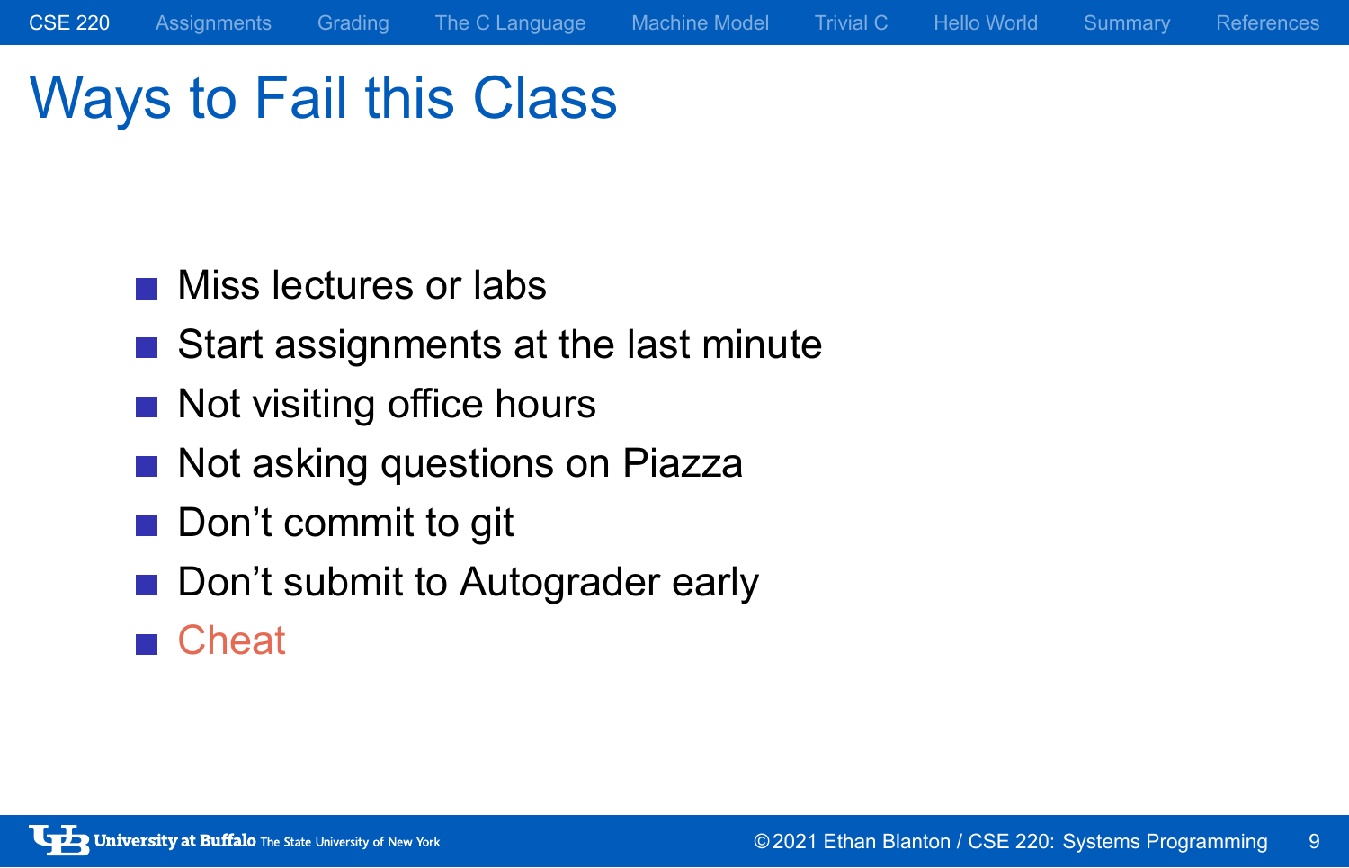# Ways to Fail this Class

- Miss lectures or labs
- Start assignments at the last minute
- Not visiting office hours
- Not asking questions on Piazza
- Don't commit to git
- Don't submit to Autograder early
- Cheat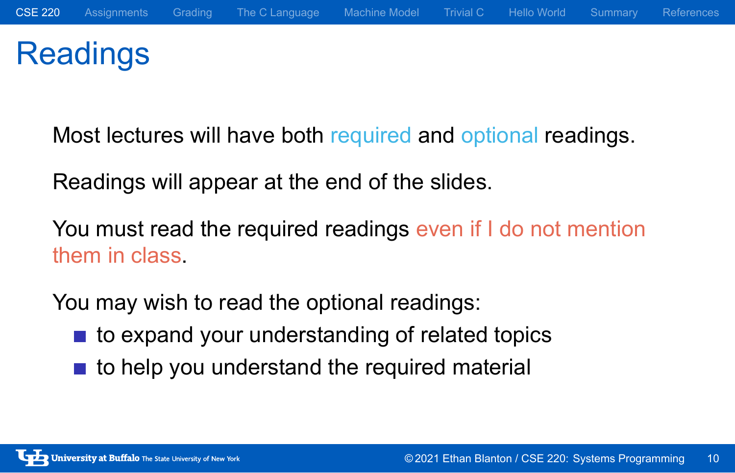# Readings

Most lectures will have both required and optional readings.

Readings will appear at the end of the slides.

You must read the required readings even if I do not mention them in class.

You may wish to read the optional readings:

- to expand your understanding of related topics
- to help you understand the required material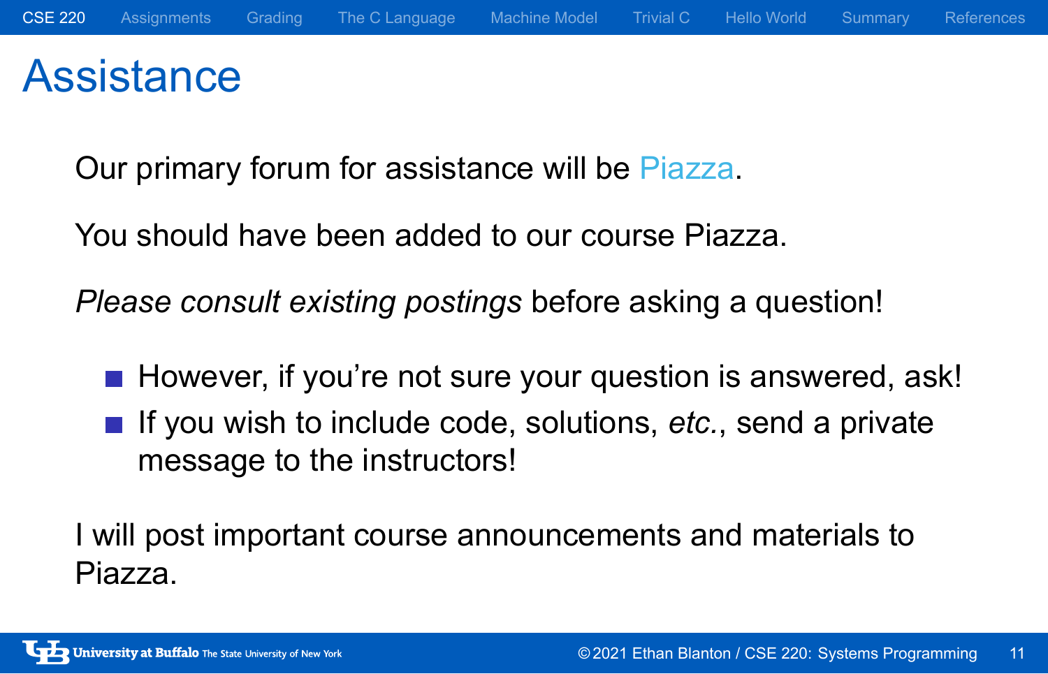# Assistance

Our primary forum for assistance will be Piazza.

You should have been added to our course Piazza.

*Please consult existing postings* before asking a question!

- However, if you're not sure your question is answered, ask!
- If you wish to include code, solutions, *etc.*, send a private message to the instructors!

I will post important course announcements and materials to Piazza.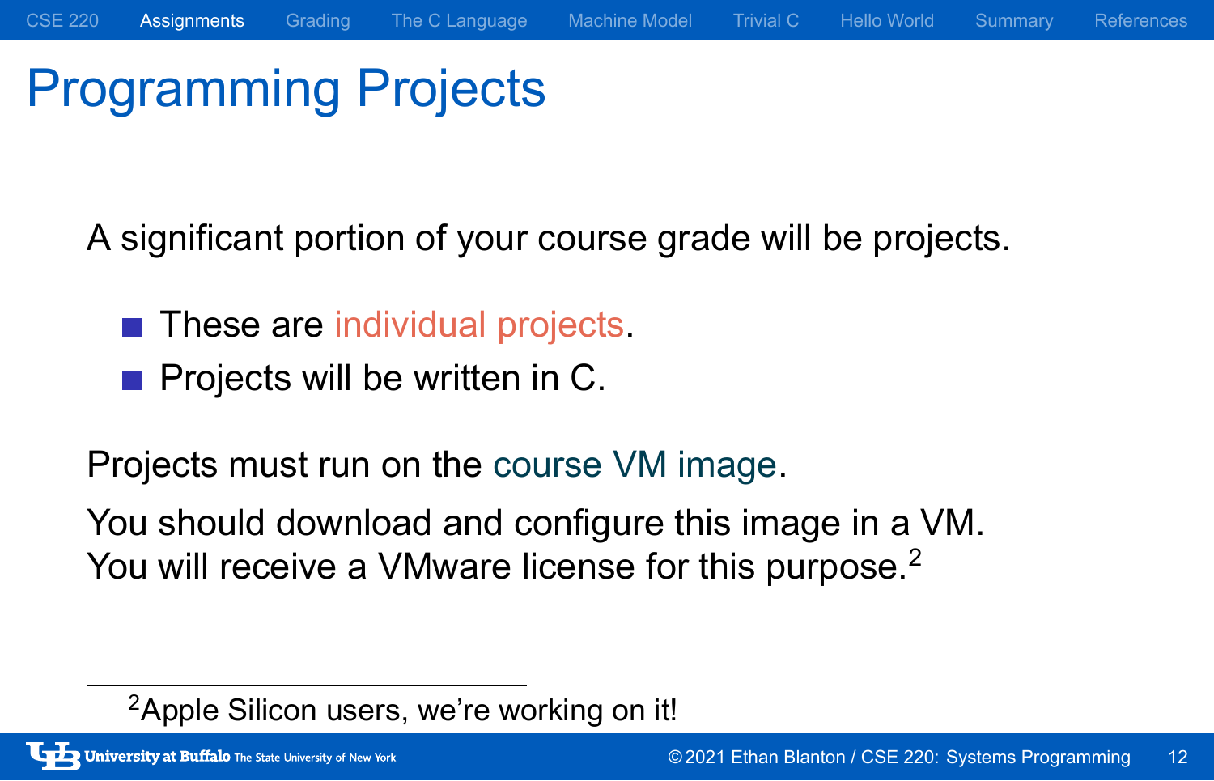# Programming Projects

A significant portion of your course grade will be projects.

- These are individual projects.
- Projects will be written in C.

Projects must run on the course VM image.

You should download and configure this image in a VM.
You will receive a VMware license for this purpose.[2]

[2] Apple Silicon users, we're working on it!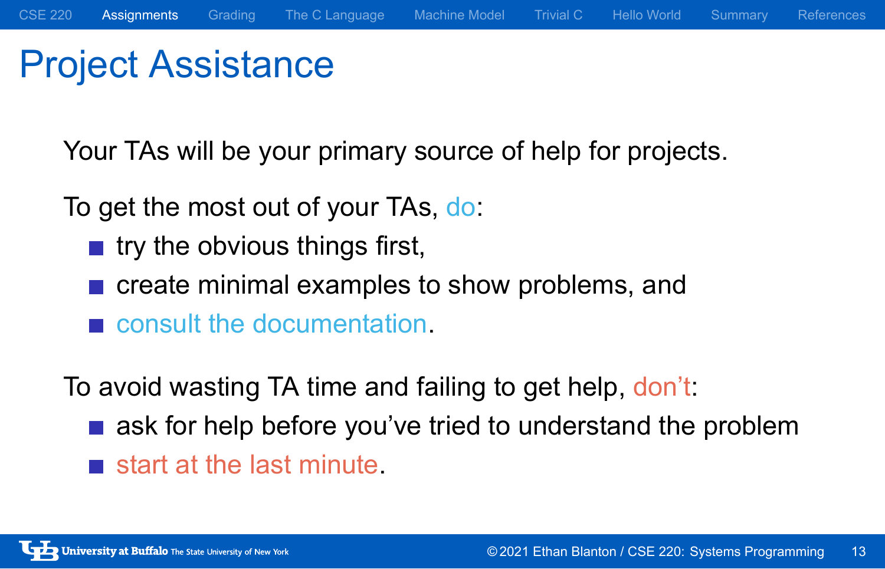# Project Assistance

Your TAs will be your primary source of help for projects.

To get the most out of your TAs, do:

- try the obvious things first,
- create minimal examples to show problems, and
- consult the documentation.

To avoid wasting TA time and failing to get help, don't:

- ask for help before you've tried to understand the problem
- start at the last minute.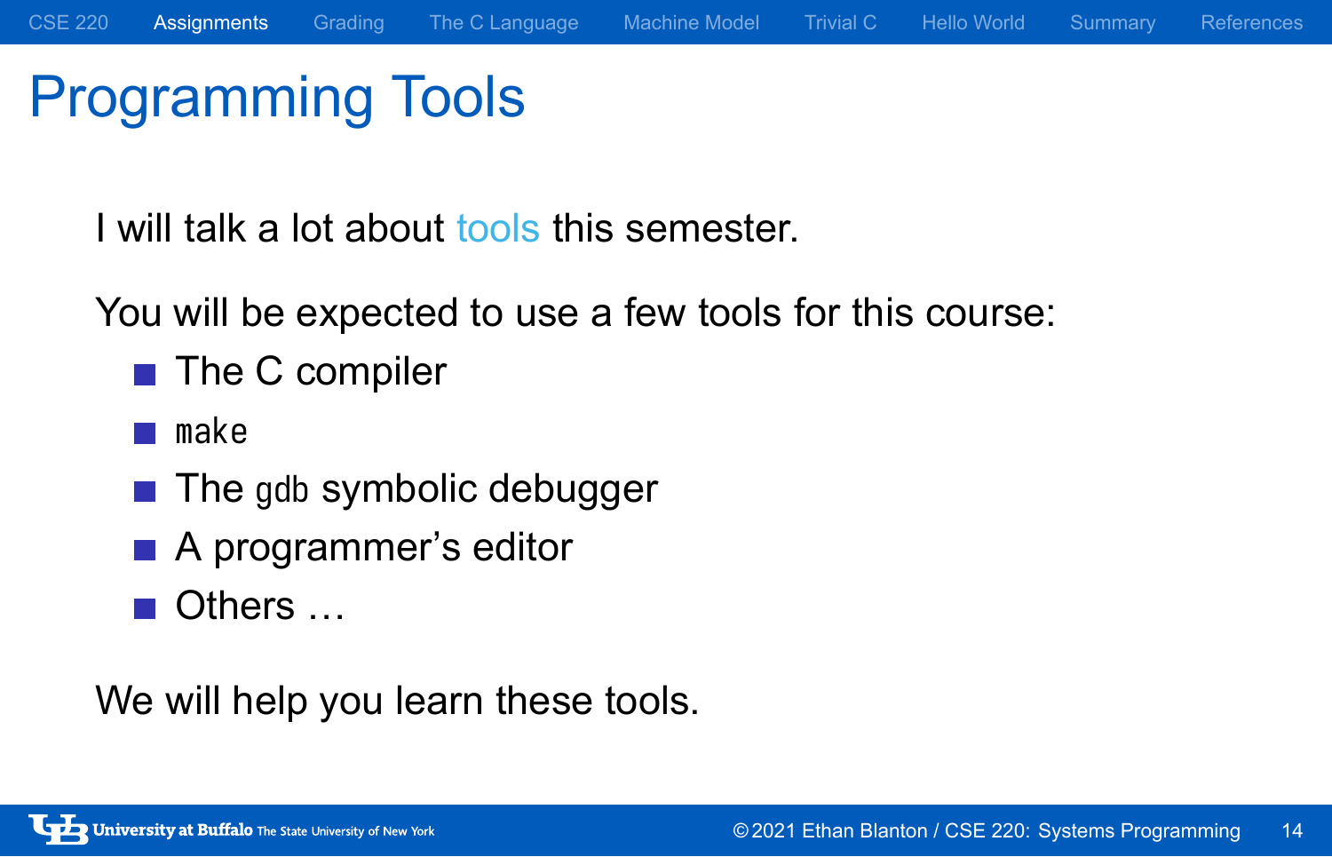# Programming Tools

I will talk a lot about tools this semester.

You will be expected to use a few tools for this course:

- The C compiler
- `make`
- The `gdb` symbolic debugger
- A programmer's editor
- Others …

We will help you learn these tools.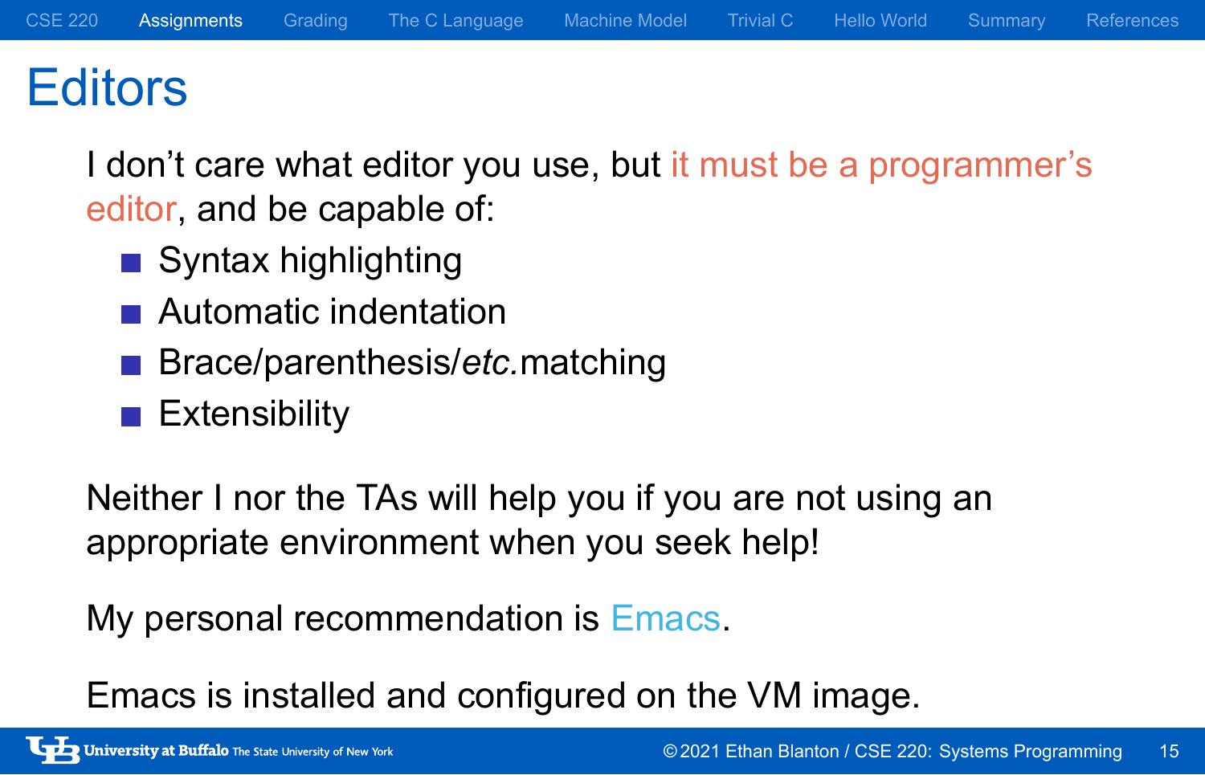# Editors

I don't care what editor you use, but it must be a programmer's editor, and be capable of:

- Syntax highlighting
- Automatic indentation
- Brace/parenthesis/*etc.*matching
- Extensibility

Neither I nor the TAs will help you if you are not using an appropriate environment when you seek help!

My personal recommendation is Emacs.

Emacs is installed and configured on the VM image.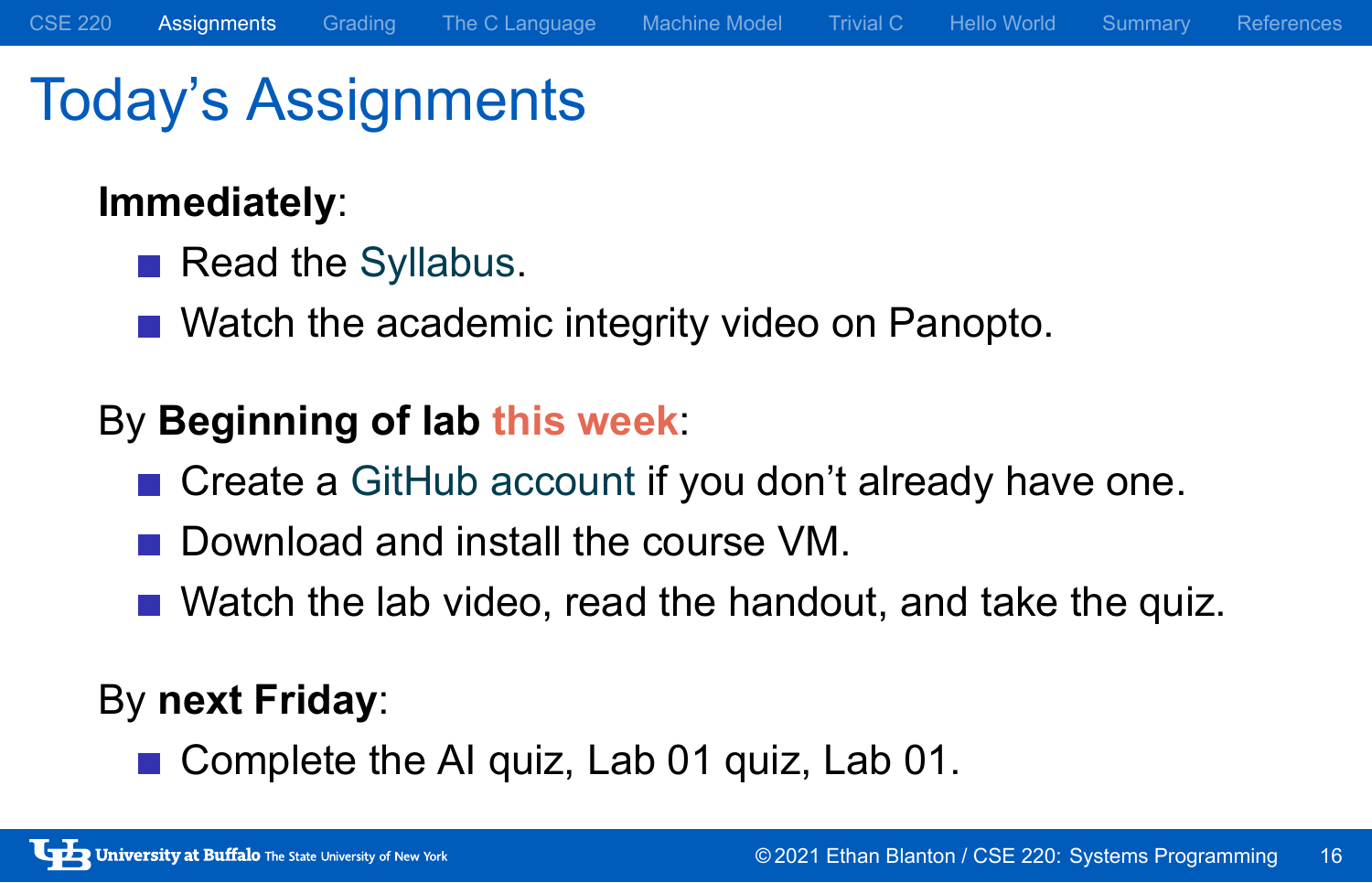# Today's Assignments

**Immediately**:

- Read the Syllabus.
- Watch the academic integrity video on Panopto.

By **Beginning of lab** this week:

- Create a GitHub account if you don't already have one.
- Download and install the course VM.
- Watch the lab video, read the handout, and take the quiz.

By **next Friday**:

- Complete the AI quiz, Lab 01 quiz, Lab 01.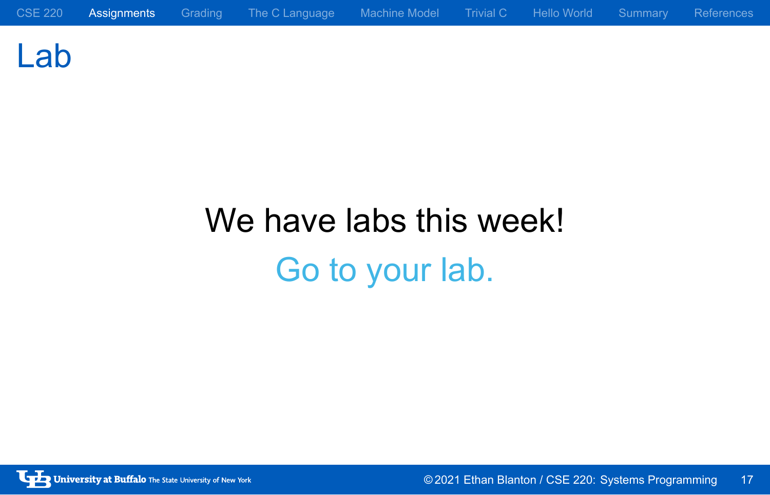# Lab

We have labs this week!

Go to your lab.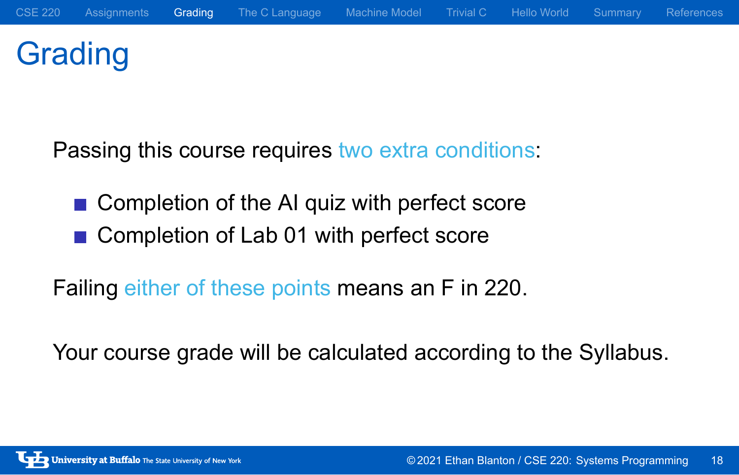# Grading

Passing this course requires two extra conditions:

- Completion of the AI quiz with perfect score
- Completion of Lab 01 with perfect score

Failing either of these points means an F in 220.

Your course grade will be calculated according to the Syllabus.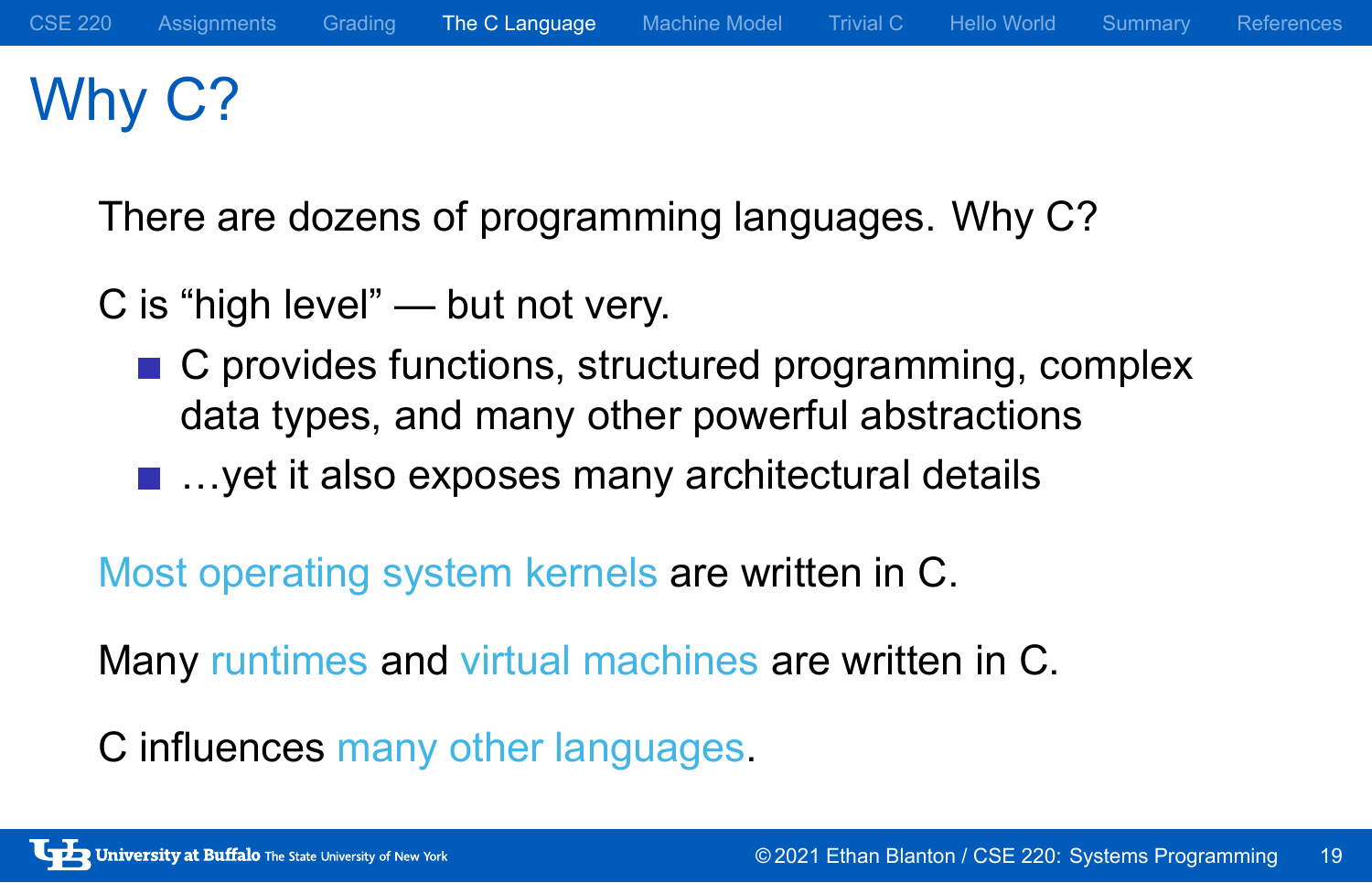# Why C?

There are dozens of programming languages. Why C?

C is "high level" — but not very.

- C provides functions, structured programming, complex data types, and many other powerful abstractions
- …yet it also exposes many architectural details

Most operating system kernels are written in C.

Many runtimes and virtual machines are written in C.

C influences many other languages.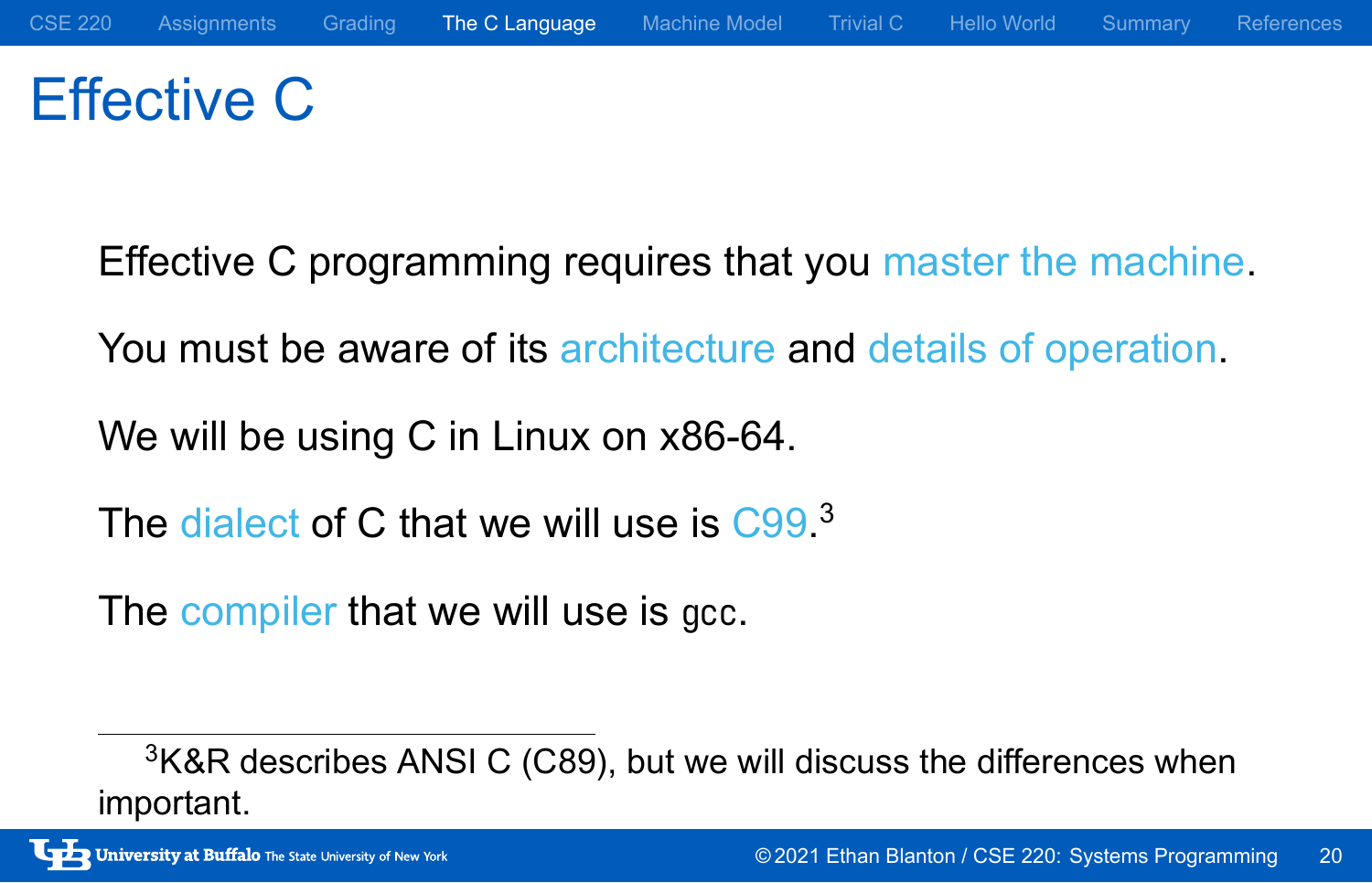# Effective C

Effective C programming requires that you master the machine.

You must be aware of its architecture and details of operation.

We will be using C in Linux on x86-64.

The dialect of C that we will use is C99.[3]

The compiler that we will use is `gcc`.

[3] K&R describes ANSI C (C89), but we will discuss the differences when important.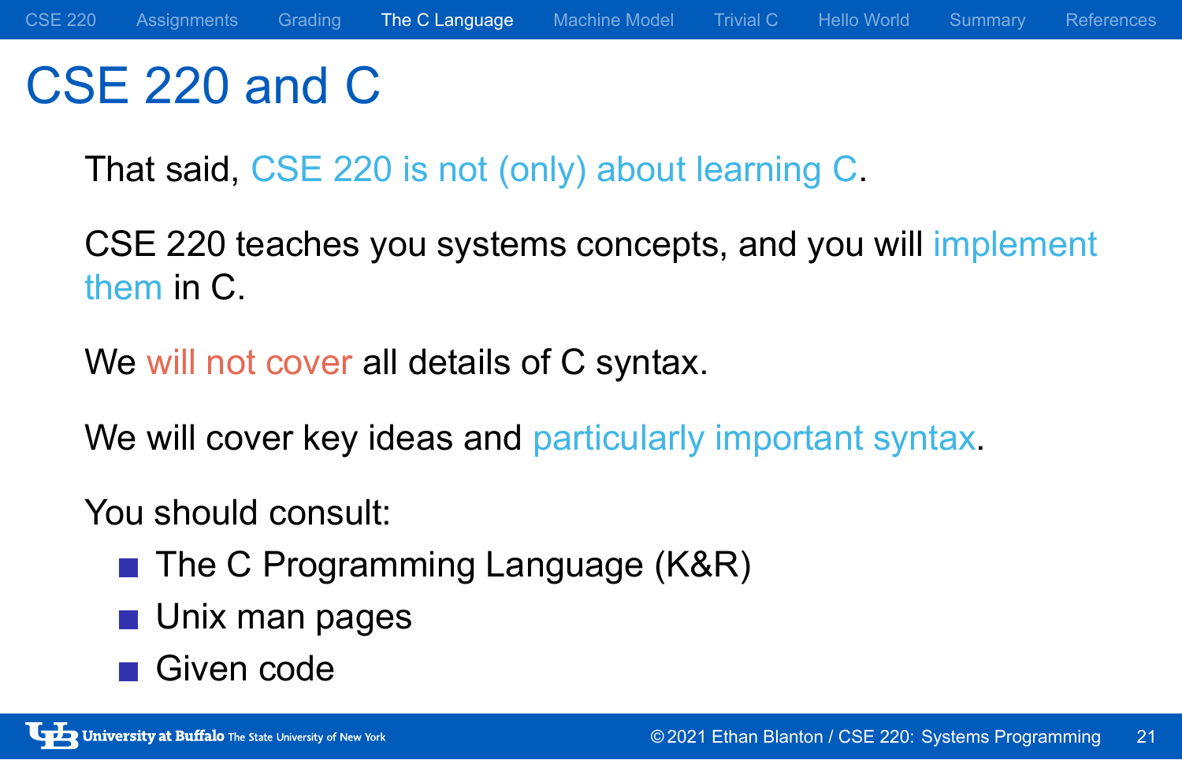# CSE 220 and C

That said, CSE 220 is not (only) about learning C.

CSE 220 teaches you systems concepts, and you will implement them in C.

We will not cover all details of C syntax.

We will cover key ideas and particularly important syntax.

You should consult:

- The C Programming Language (K&R)
- Unix man pages
- Given code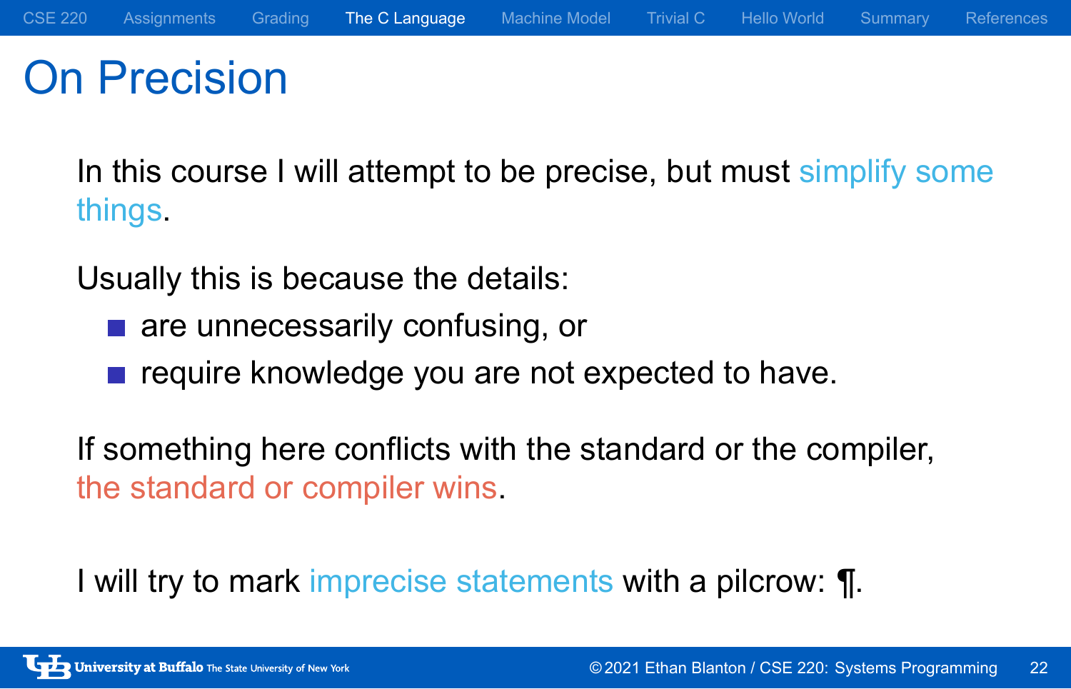# On Precision

In this course I will attempt to be precise, but must simplify some things.

Usually this is because the details:

- are unnecessarily confusing, or
- require knowledge you are not expected to have.

If something here conflicts with the standard or the compiler, the standard or compiler wins.

I will try to mark imprecise statements with a pilcrow: ¶.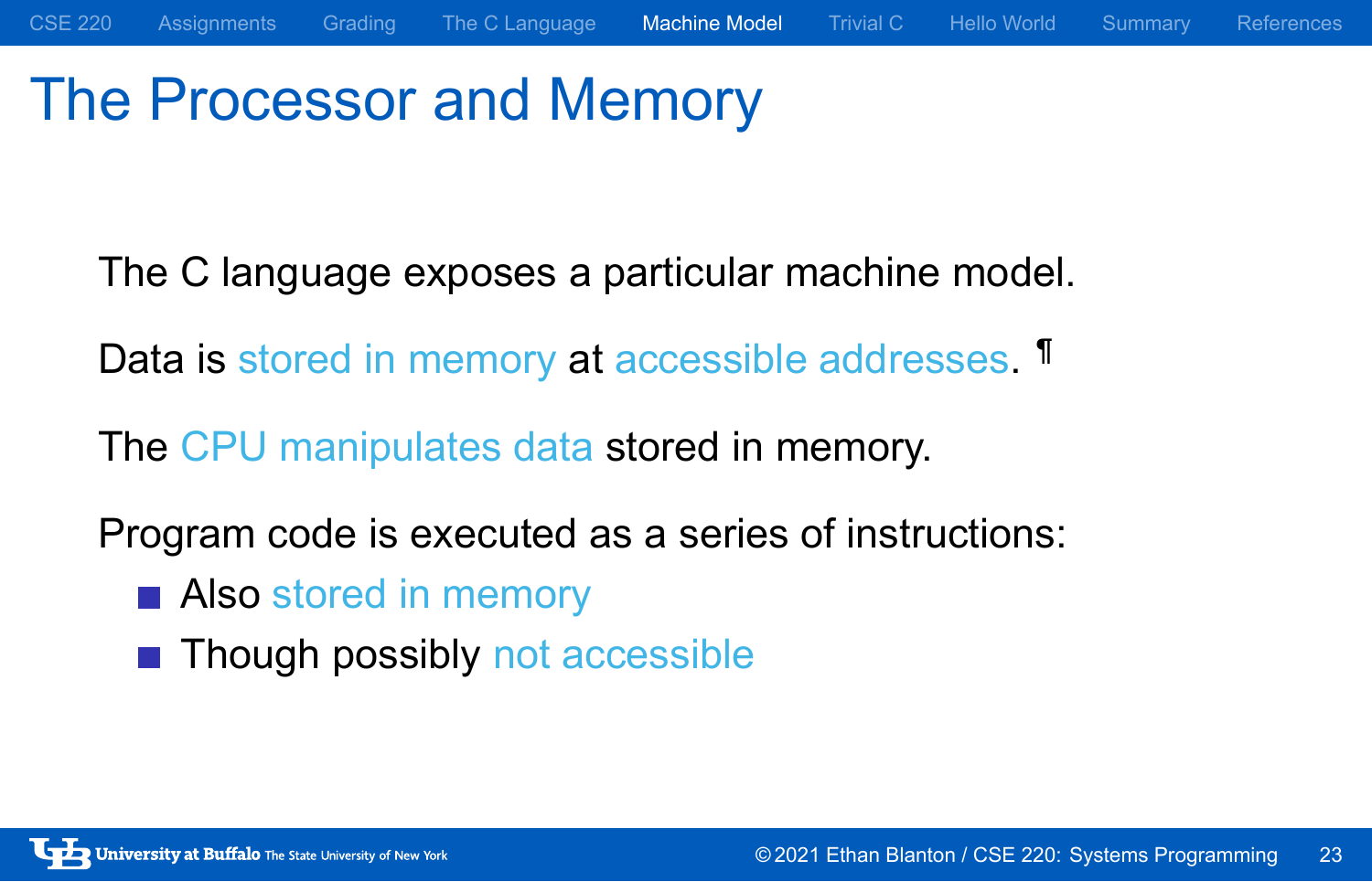# The Processor and Memory

The C language exposes a particular machine model.

Data is stored in memory at accessible addresses. ¶

The CPU manipulates data stored in memory.

Program code is executed as a series of instructions:

- Also stored in memory
- Though possibly not accessible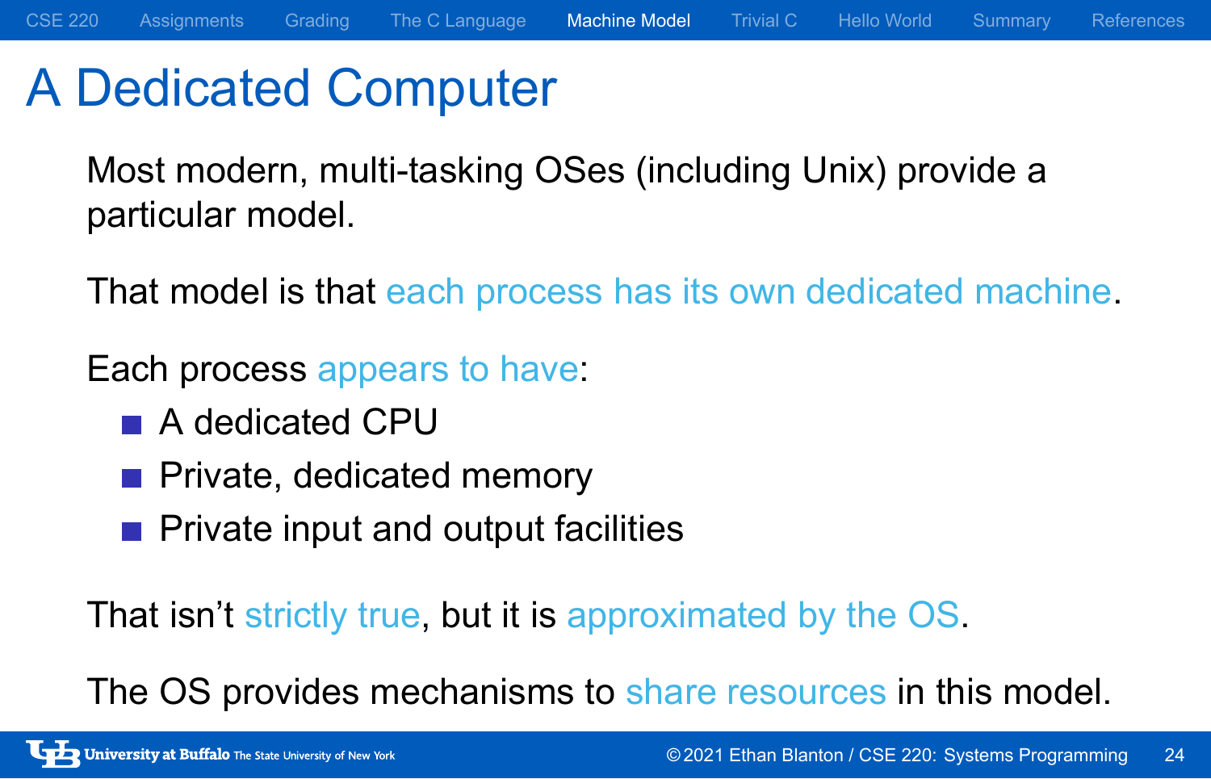# A Dedicated Computer

Most modern, multi-tasking OSes (including Unix) provide a particular model.

That model is that each process has its own dedicated machine.

Each process appears to have:

- A dedicated CPU
- Private, dedicated memory
- Private input and output facilities

That isn't strictly true, but it is approximated by the OS.

The OS provides mechanisms to share resources in this model.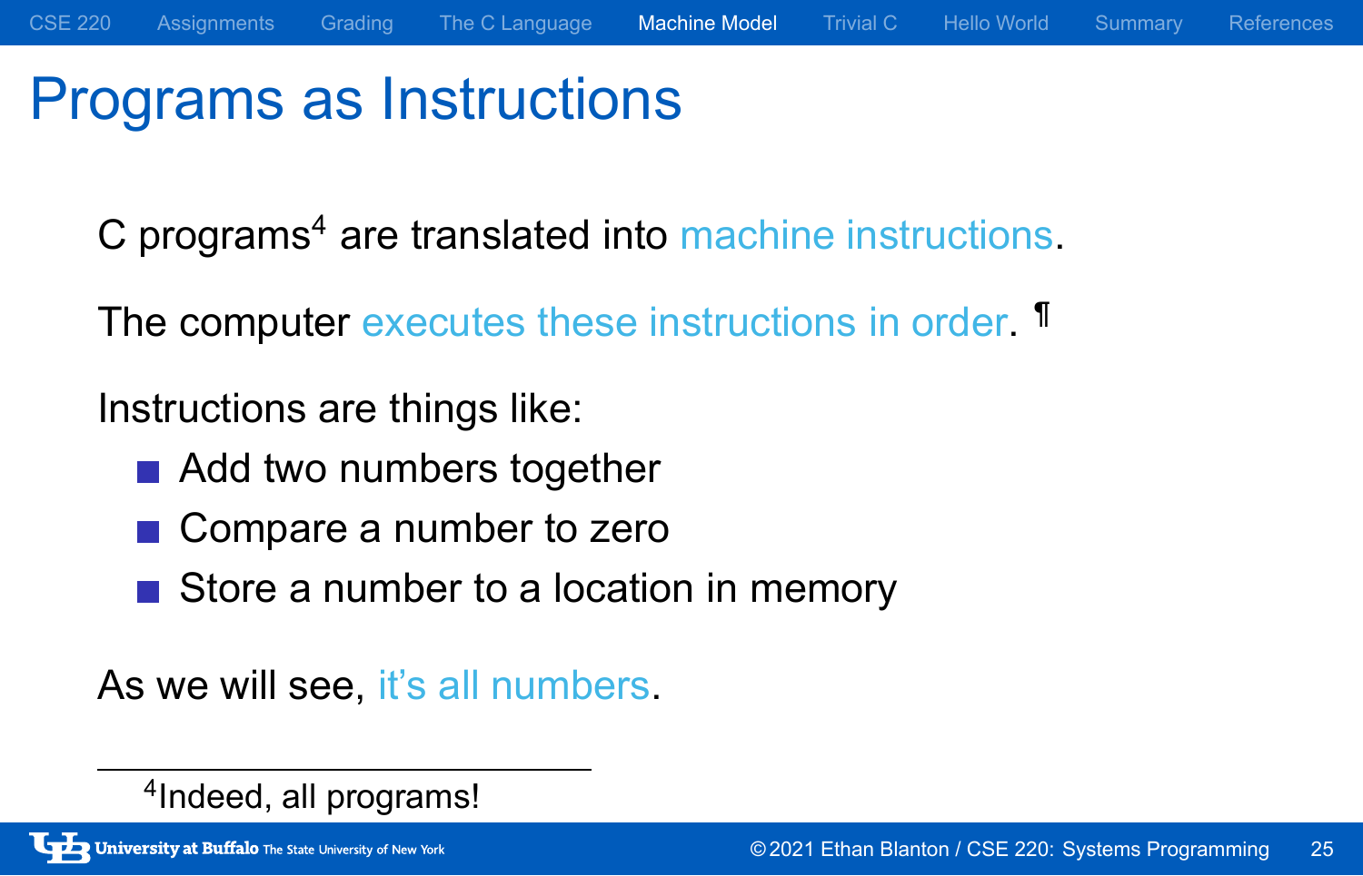# Programs as Instructions

C programs[4] are translated into machine instructions.

The computer executes these instructions in order. ¶

Instructions are things like:

- Add two numbers together
- Compare a number to zero
- Store a number to a location in memory

As we will see, it's all numbers.

[4] Indeed, all programs!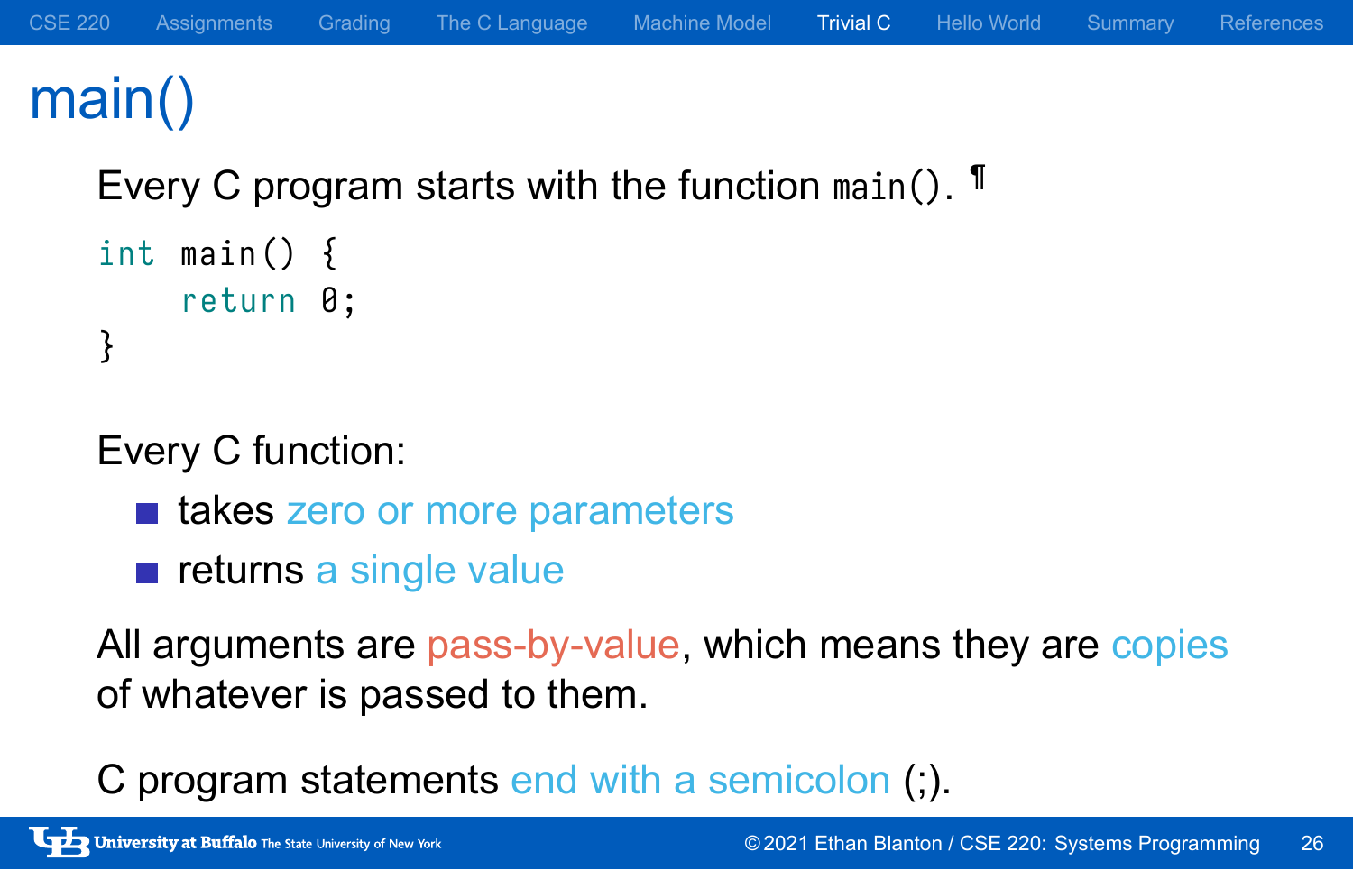# main()

Every C program starts with the function `main()`. ¶

```c
int main() {
    return 0;
}
```

Every C function:

- takes zero or more parameters
- returns a single value

All arguments are pass-by-value, which means they are copies of whatever is passed to them.

C program statements end with a semicolon (;).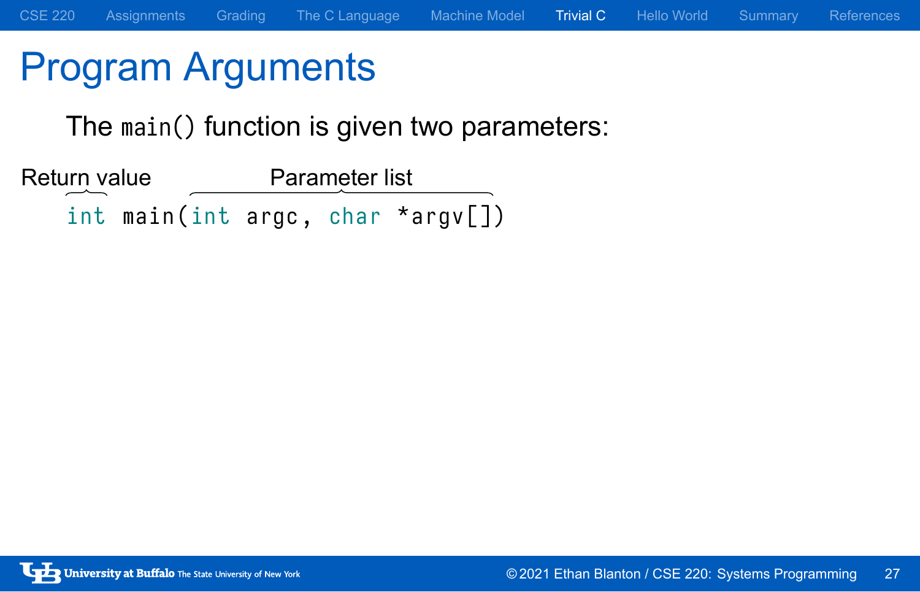# Program Arguments

The `main()` function is given two parameters:

Return value — Parameter list

```
int main(int argc, char *argv[])
```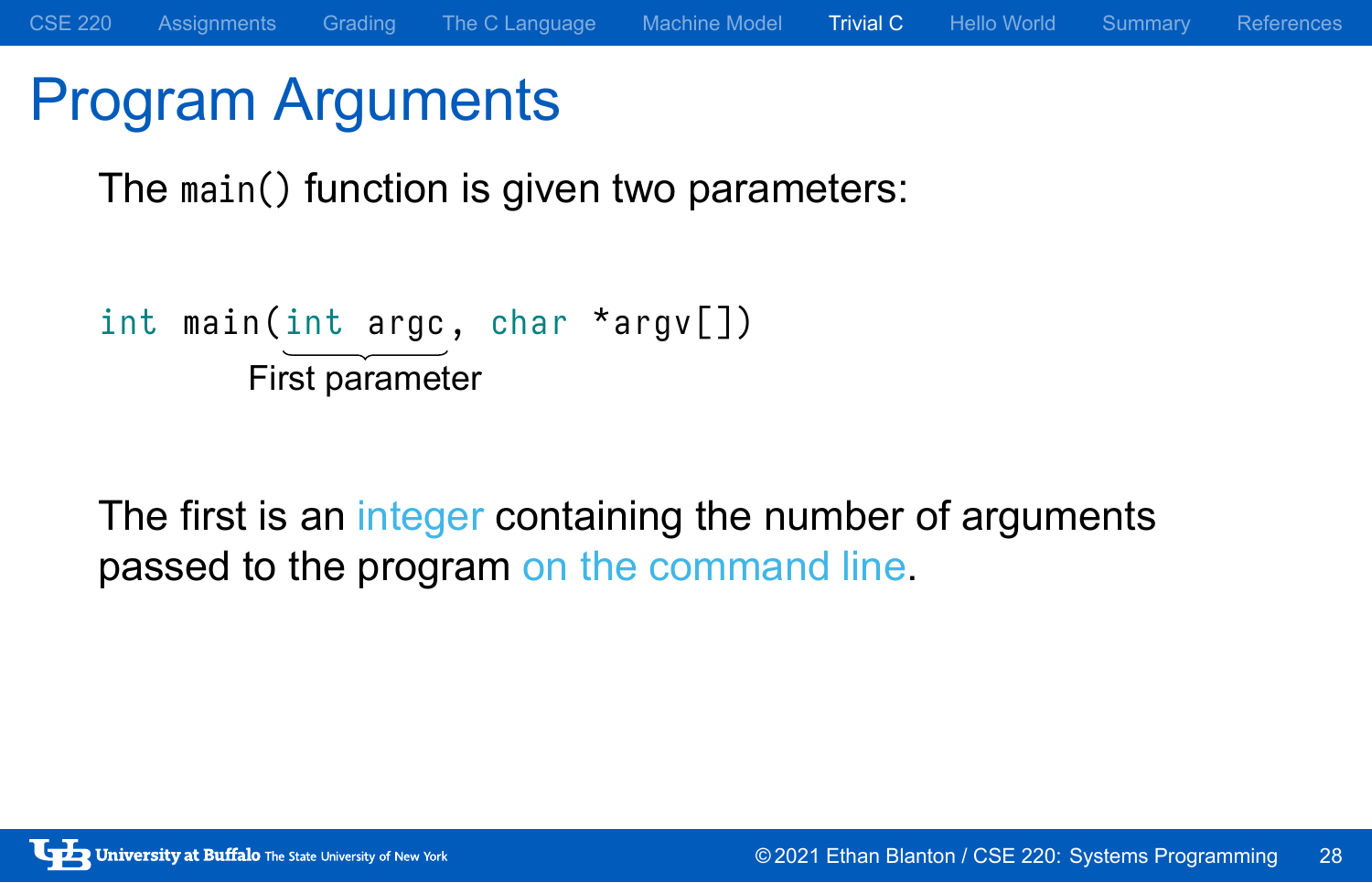# Program Arguments

The `main()` function is given two parameters:

```
int main(int argc, char *argv[])
```

First parameter

The first is an integer containing the number of arguments passed to the program on the command line.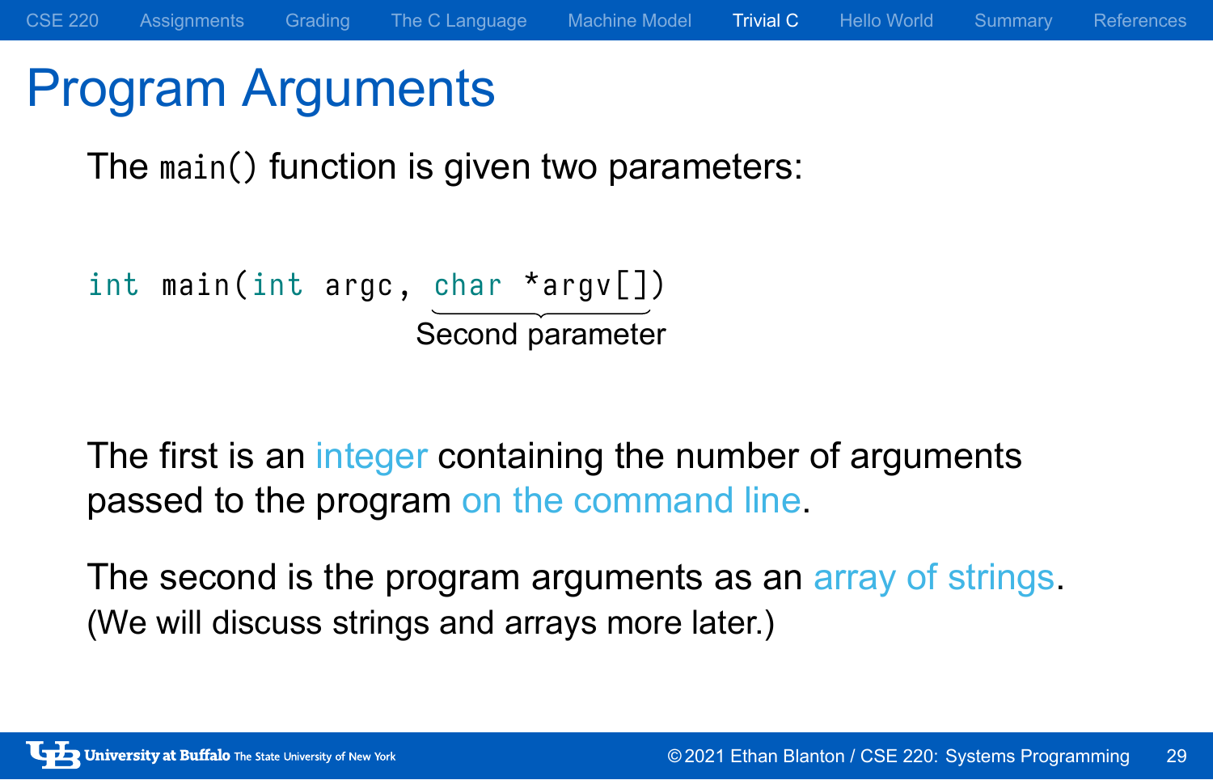# Program Arguments

The `main()` function is given two parameters:

```
int main(int argc, char *argv[])
```

Second parameter

The first is an integer containing the number of arguments passed to the program on the command line.

The second is the program arguments as an array of strings.
(We will discuss strings and arrays more later.)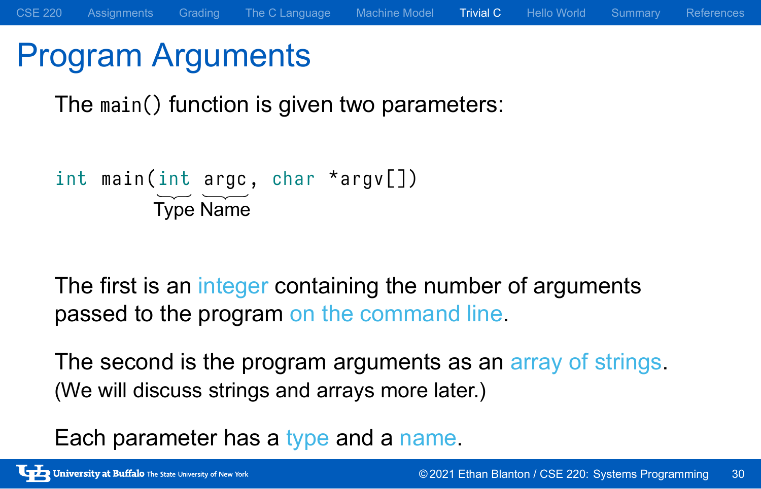# Program Arguments

The `main()` function is given two parameters:

```
int main(int argc, char *argv[])
```

Type Name

The first is an integer containing the number of arguments passed to the program on the command line.

The second is the program arguments as an array of strings.
(We will discuss strings and arrays more later.)

Each parameter has a type and a name.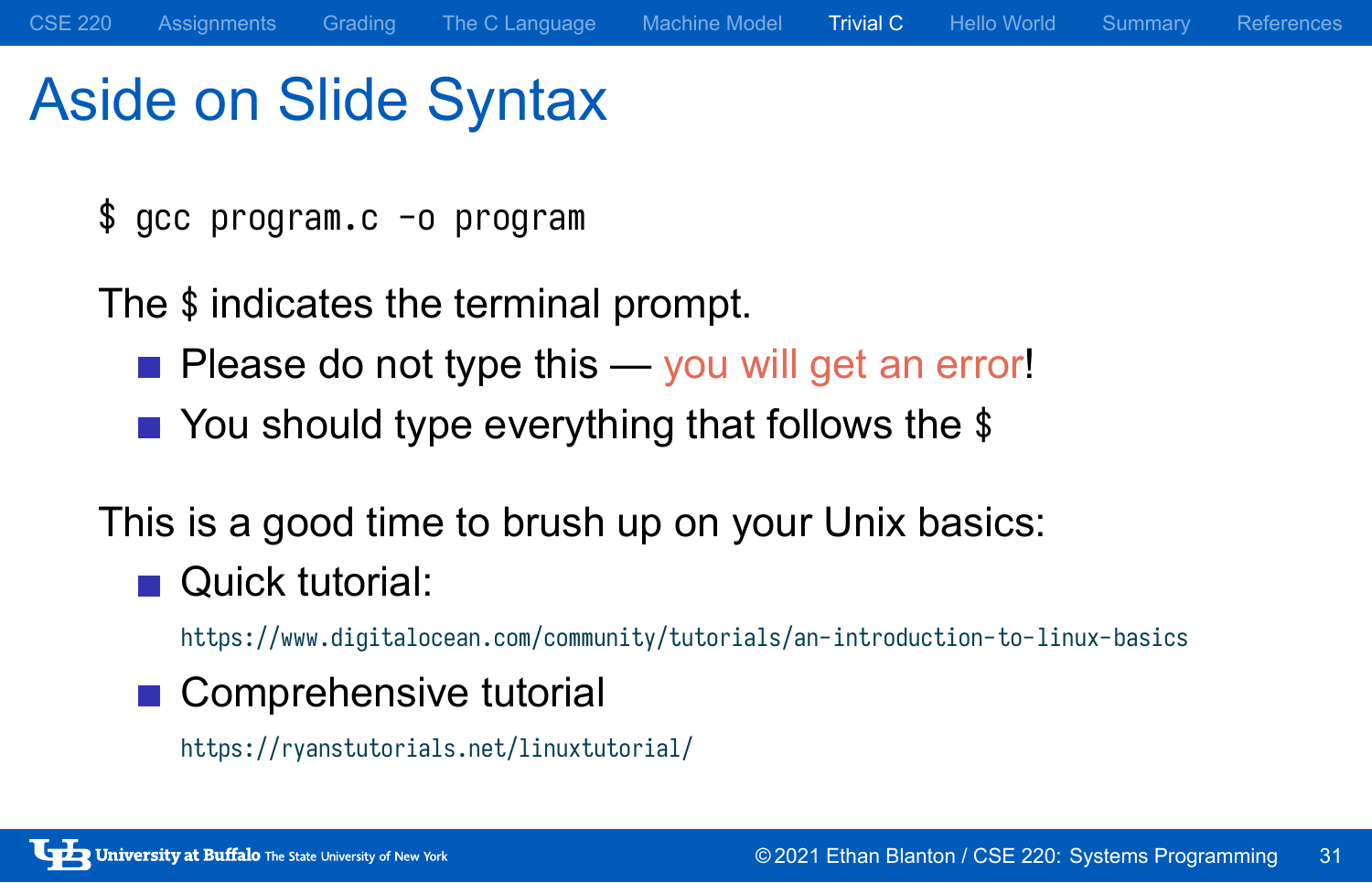# Aside on Slide Syntax

```
$ gcc program.c -o program
```

The $ indicates the terminal prompt.

- Please do not type this — you will get an error!
- You should type everything that follows the $

This is a good time to brush up on your Unix basics:

- Quick tutorial:
  `https://www.digitalocean.com/community/tutorials/an-introduction-to-linux-basics`
- Comprehensive tutorial
  `https://ryanstutorials.net/linuxtutorial/`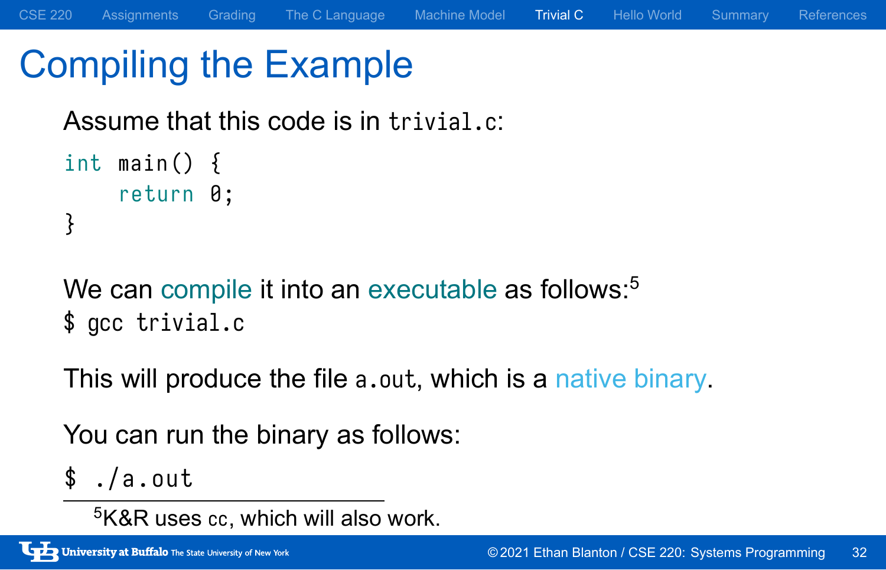# Compiling the Example

Assume that this code is in `trivial.c`:

```c
int main() {
    return 0;
}
```

We can compile it into an executable as follows:[5]

```
$ gcc trivial.c
```

This will produce the file `a.out`, which is a native binary.

You can run the binary as follows:

```
$ ./a.out
```

[5] K&R uses `cc`, which will also work.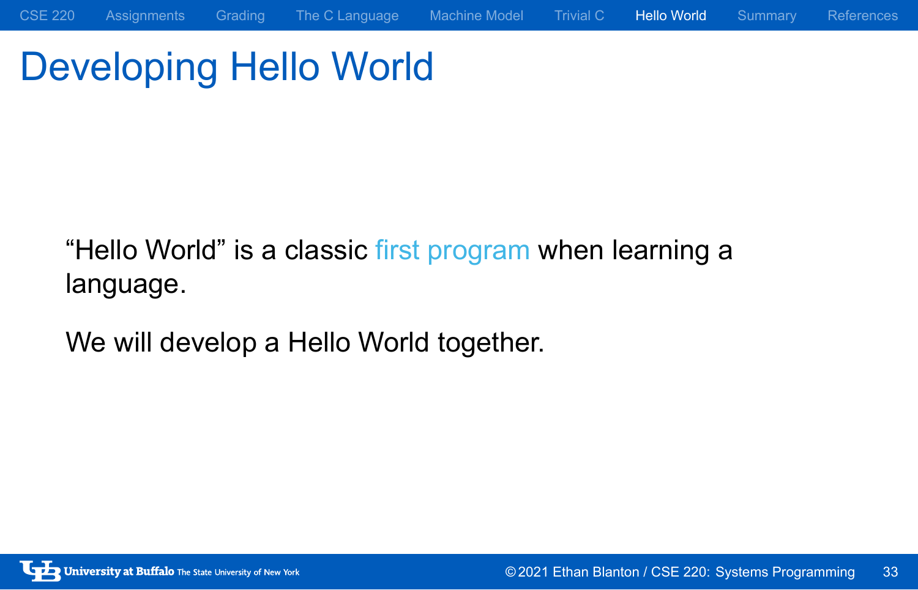# Developing Hello World

"Hello World" is a classic first program when learning a language.

We will develop a Hello World together.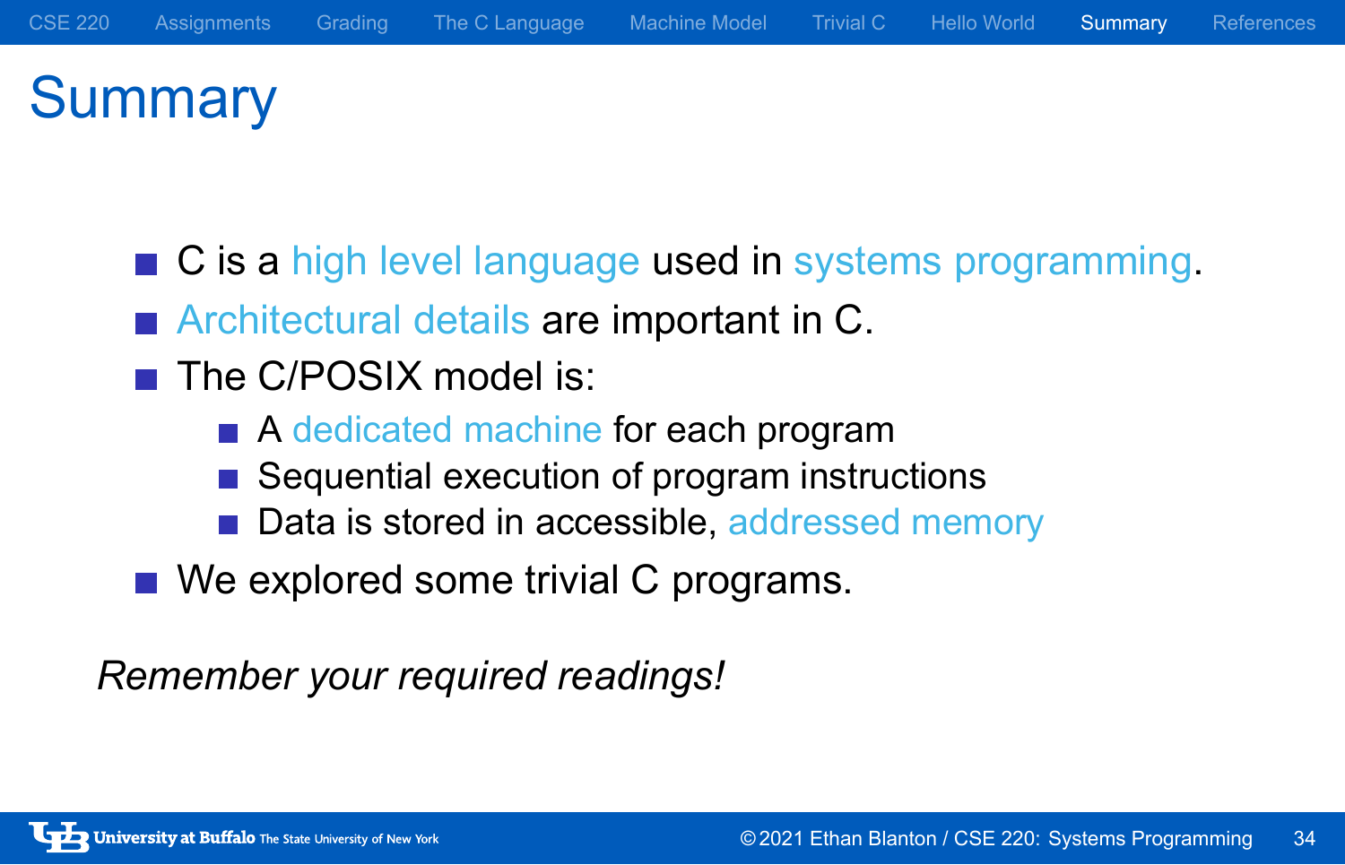# Summary

- C is a high level language used in systems programming.
- Architectural details are important in C.
- The C/POSIX model is:
  - A dedicated machine for each program
  - Sequential execution of program instructions
  - Data is stored in accessible, addressed memory
- We explored some trivial C programs.

*Remember your required readings!*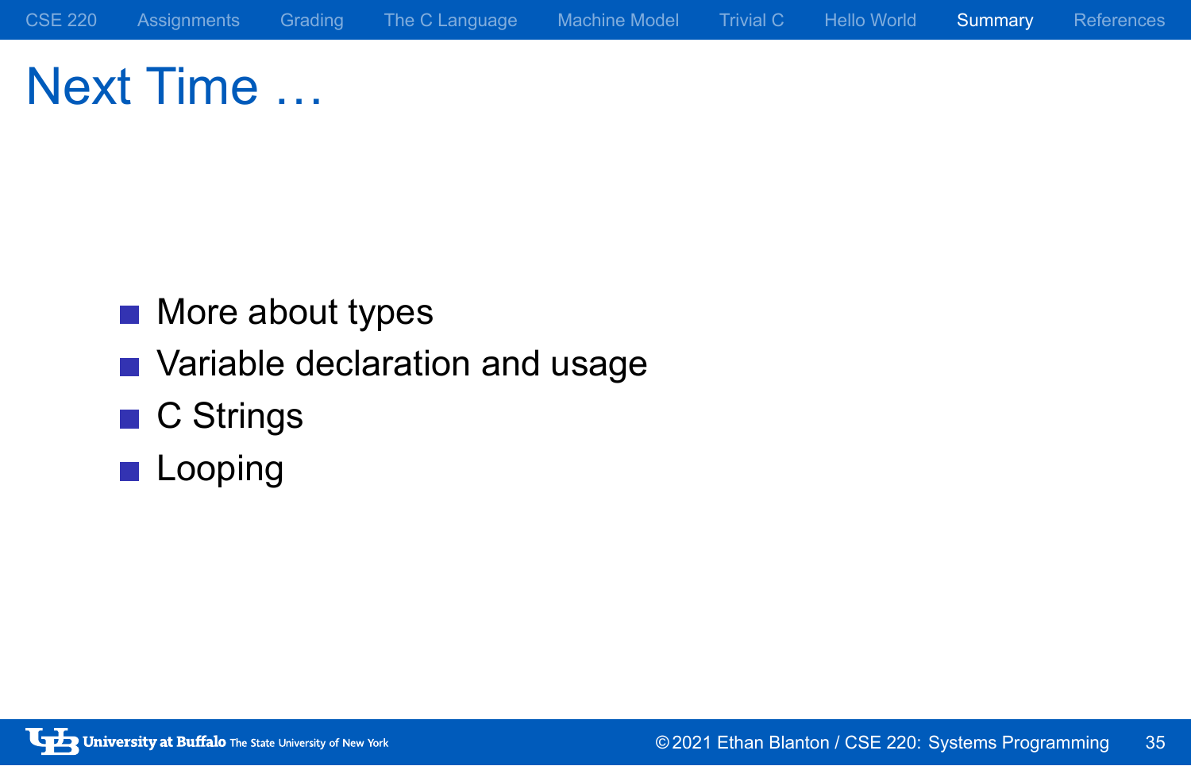# Next Time …

- More about types
- Variable declaration and usage
- C Strings
- Looping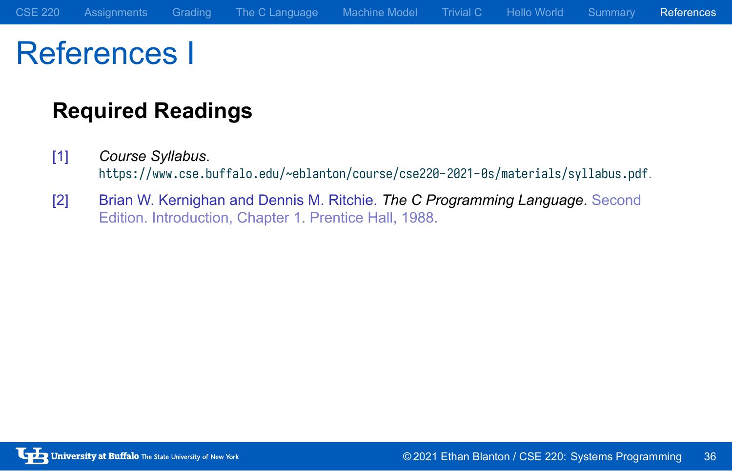# References I

### Required Readings

[1] *Course Syllabus*. `https://www.cse.buffalo.edu/~eblanton/course/cse220-2021-0s/materials/syllabus.pdf`.

[2] Brian W. Kernighan and Dennis M. Ritchie. *The C Programming Language*. Second Edition. Introduction, Chapter 1. Prentice Hall, 1988.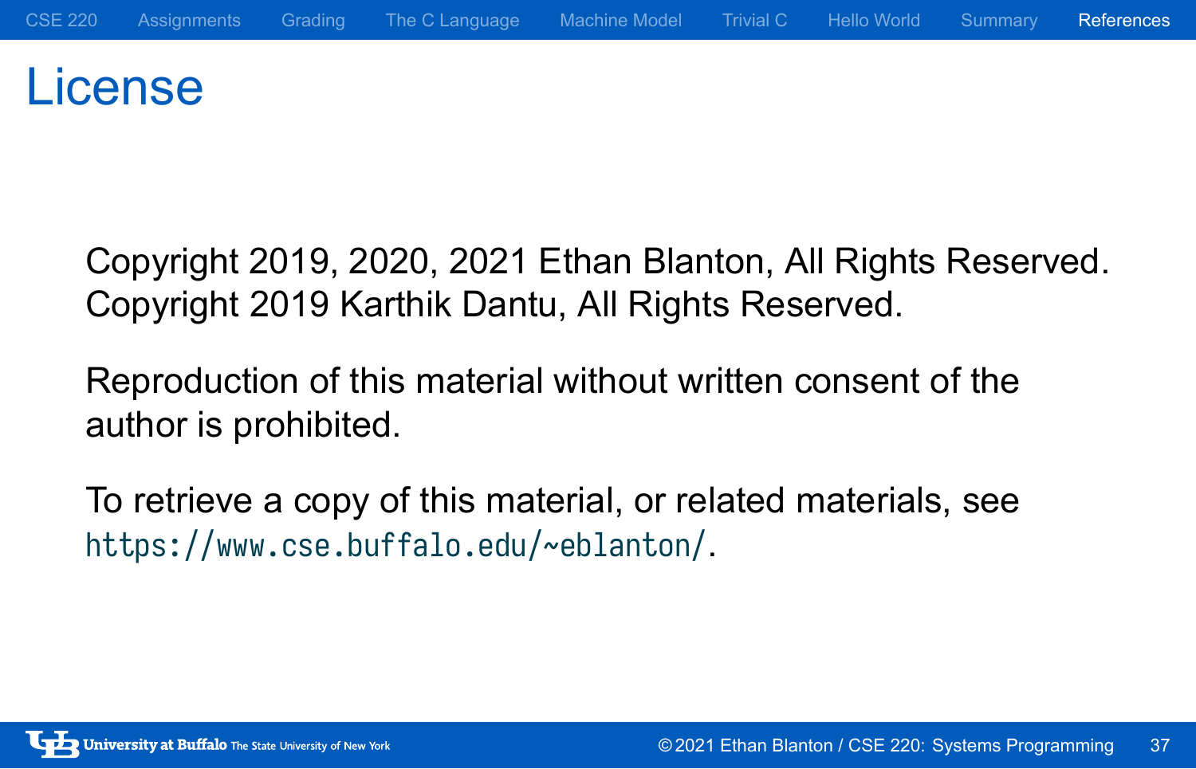# License

Copyright 2019, 2020, 2021 Ethan Blanton, All Rights Reserved.
Copyright 2019 Karthik Dantu, All Rights Reserved.

Reproduction of this material without written consent of the author is prohibited.

To retrieve a copy of this material, or related materials, see `https://www.cse.buffalo.edu/~eblanton/`.